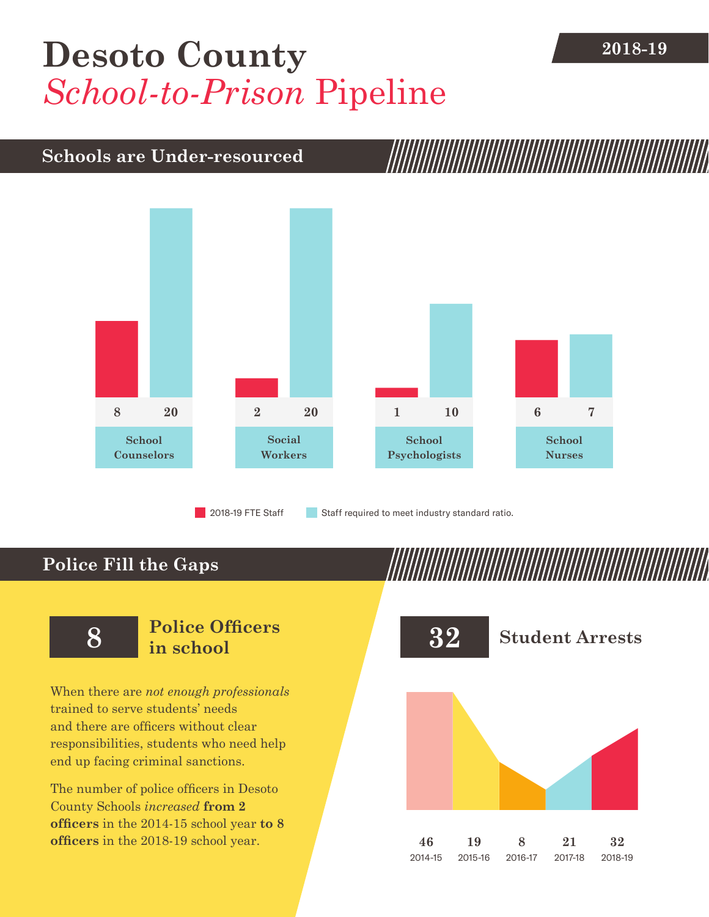# Desoto County

*School-to-Prison* Pipeline

**2018-19**

## Schools are Under-resourced

| | 2018-19 FTE Staff | Staff required to meet industry standard ratio. |
|---|---|---|
| School Counselors | 8 | 20 |
| Social Workers | 2 | 20 |
| School Psychologists | 1 | 10 |
| School Nurses | 6 | 7 |

## Police Fill the Gaps

**8** **Police Officers in school**

When there are *not enough professionals* trained to serve students' needs and there are officers without clear responsibilities, students who need help end up facing criminal sanctions.

The number of police officers in Desoto County Schools *increased* **from 2 officers** in the 2014-15 school year **to 8 officers** in the 2018-19 school year.

**32** **Student Arrests**

| 2014-15 | 2015-16 | 2016-17 | 2017-18 | 2018-19 |
|---|---|---|---|---|
| 46 | 19 | 8 | 21 | 32 |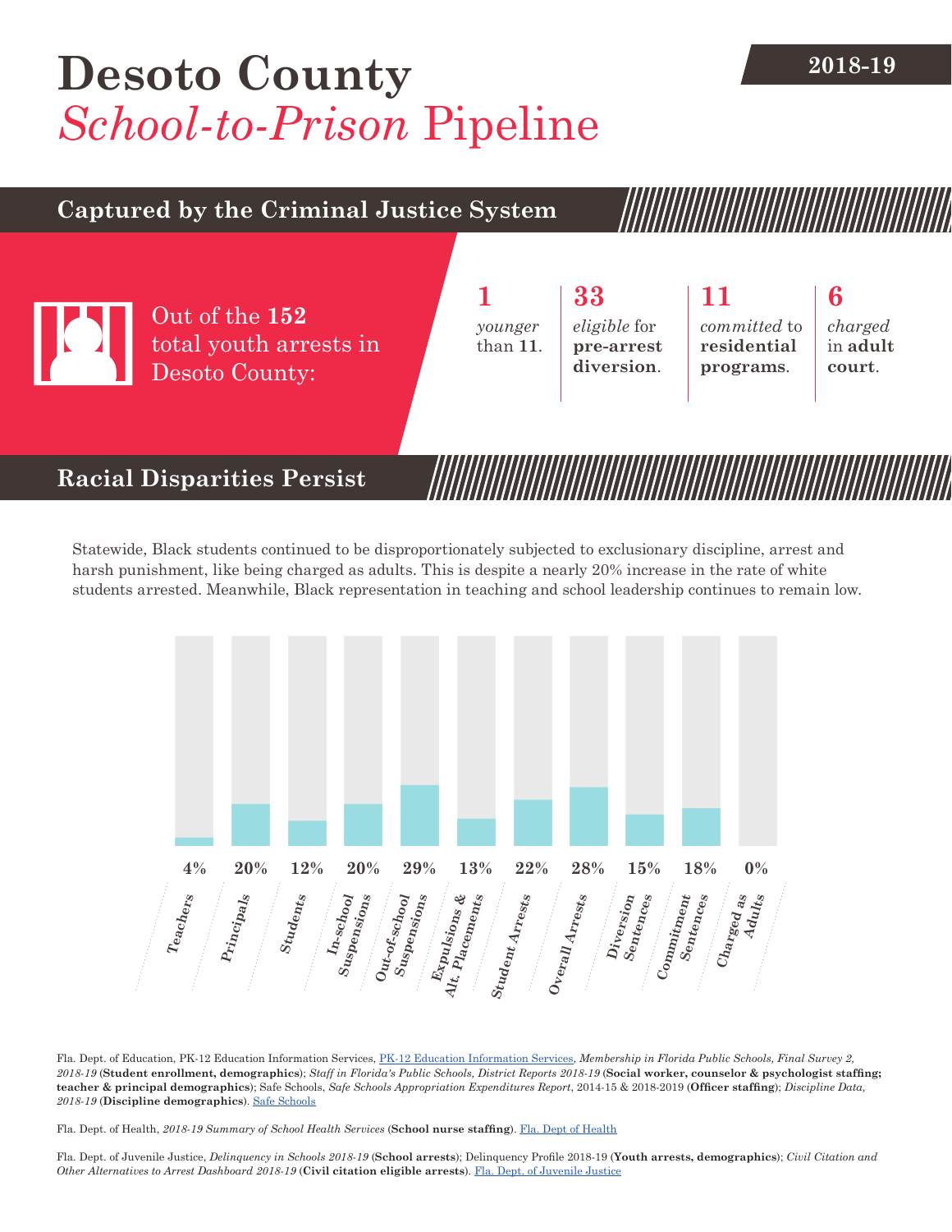# Desoto County *School-to-Prison* Pipeline

2018-19

## Captured by the Criminal Justice System

Out of the **152** total youth arrests in Desoto County:

**1** *younger* than **11**.

**33** *eligible* for **pre-arrest diversion**.

**11** *committed* to **residential programs**.

**6** *charged* in **adult court**.

## Racial Disparities Persist

Statewide, Black students continued to be disproportionately subjected to exclusionary discipline, arrest and harsh punishment, like being charged as adults. This is despite a nearly 20% increase in the rate of white students arrested. Meanwhile, Black representation in teaching and school leadership continues to remain low.

4% Teachers
20% Principals
12% Students
20% In-school Suspensions
29% Out-of-school Suspensions
13% Expulsions & Alt. Placements
22% Student Arrests
28% Overall Arrests
15% Diversion Sentences
18% Commitment Sentences
0% Charged as Adults

Fla. Dept. of Education, PK-12 Education Information Services, PK-12 Education Information Services, *Membership in Florida Public Schools, Final Survey 2, 2018-19* (**Student enrollment, demographics**); *Staff in Florida's Public Schools, District Reports 2018-19* (**Social worker, counselor & psychologist staffing; teacher & principal demographics**); Safe Schools, *Safe Schools Appropriation Expenditures Report*, 2014-15 & 2018-2019 (**Officer staffing**); *Discipline Data, 2018-19* (**Discipline demographics**). Safe Schools

Fla. Dept. of Health, *2018-19 Summary of School Health Services* (**School nurse staffing**). Fla. Dept of Health

Fla. Dept. of Juvenile Justice, *Delinquency in Schools 2018-19* (**School arrests**); Delinquency Profile 2018-19 (**Youth arrests, demographics**); *Civil Citation and Other Alternatives to Arrest Dashboard 2018-19* (**Civil citation eligible arrests**). Fla. Dept. of Juvenile Justice